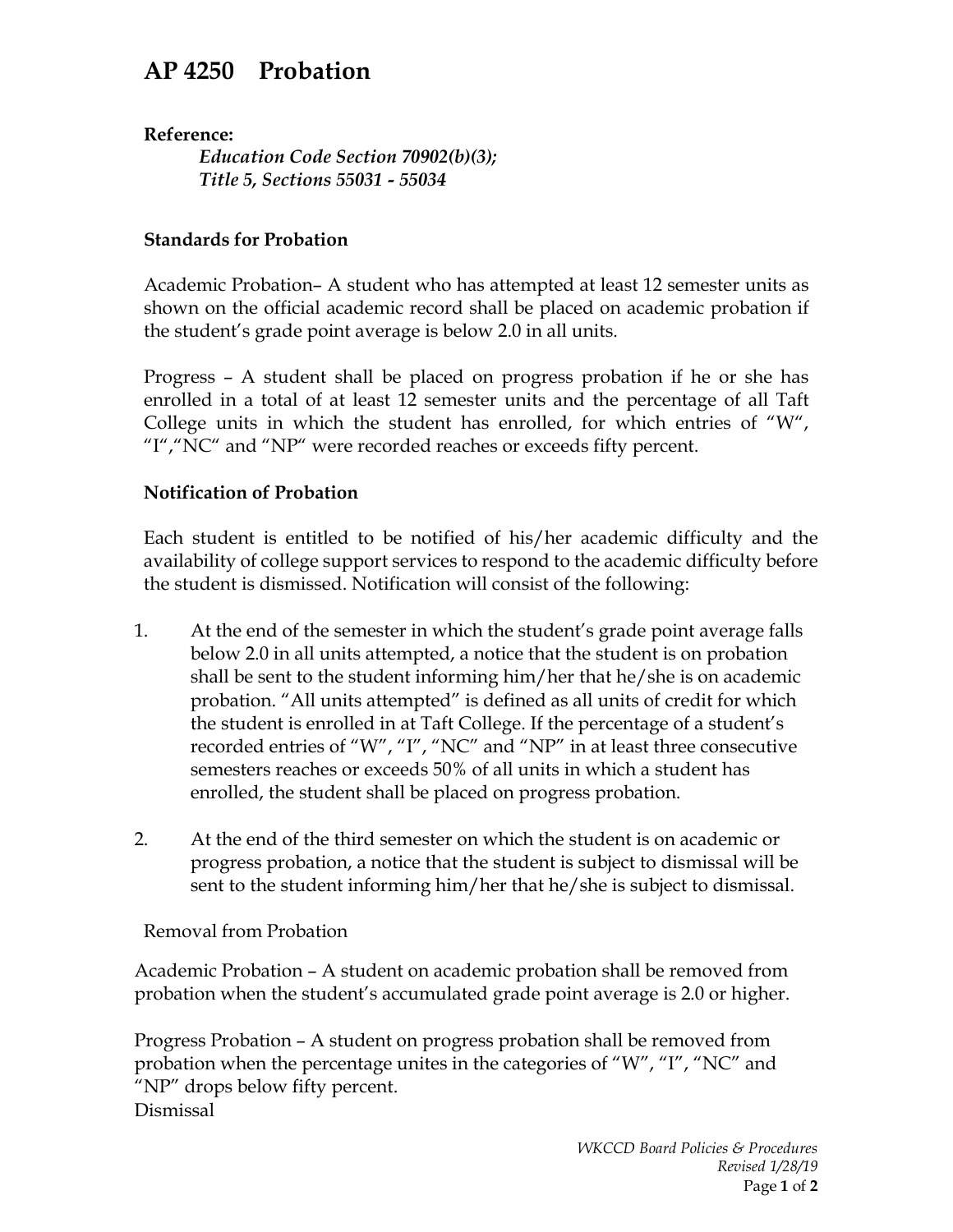# AP 4250 Probation

**Reference:**

*Education Code Section 70902(b)(3);*
*Title 5, Sections 55031 - 55034*

**Standards for Probation**

Academic Probation– A student who has attempted at least 12 semester units as shown on the official academic record shall be placed on academic probation if the student's grade point average is below 2.0 in all units.

Progress – A student shall be placed on progress probation if he or she has enrolled in a total of at least 12 semester units and the percentage of all Taft College units in which the student has enrolled, for which entries of "W", "I","NC" and "NP" were recorded reaches or exceeds fifty percent.

**Notification of Probation**

Each student is entitled to be notified of his/her academic difficulty and the availability of college support services to respond to the academic difficulty before the student is dismissed. Notification will consist of the following:

1. At the end of the semester in which the student's grade point average falls below 2.0 in all units attempted, a notice that the student is on probation shall be sent to the student informing him/her that he/she is on academic probation. "All units attempted" is defined as all units of credit for which the student is enrolled in at Taft College. If the percentage of a student's recorded entries of "W", "I", "NC" and "NP" in at least three consecutive semesters reaches or exceeds 50% of all units in which a student has enrolled, the student shall be placed on progress probation.

2. At the end of the third semester on which the student is on academic or progress probation, a notice that the student is subject to dismissal will be sent to the student informing him/her that he/she is subject to dismissal.

Removal from Probation

Academic Probation – A student on academic probation shall be removed from probation when the student's accumulated grade point average is 2.0 or higher.

Progress Probation – A student on progress probation shall be removed from probation when the percentage unites in the categories of "W", "I", "NC" and "NP" drops below fifty percent.

Dismissal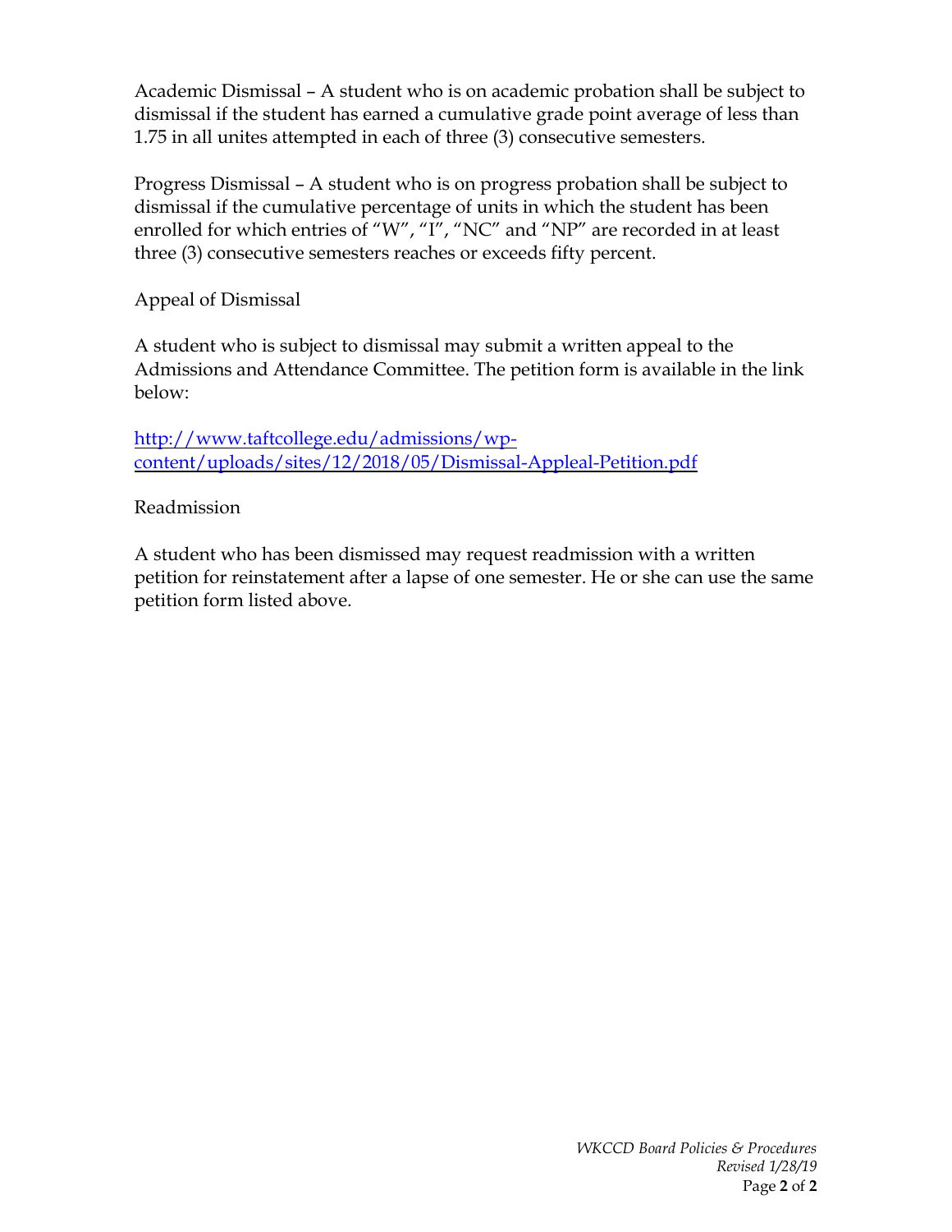Academic Dismissal – A student who is on academic probation shall be subject to dismissal if the student has earned a cumulative grade point average of less than 1.75 in all unites attempted in each of three (3) consecutive semesters.

Progress Dismissal – A student who is on progress probation shall be subject to dismissal if the cumulative percentage of units in which the student has been enrolled for which entries of "W", "I", "NC" and "NP" are recorded in at least three (3) consecutive semesters reaches or exceeds fifty percent.

Appeal of Dismissal

A student who is subject to dismissal may submit a written appeal to the Admissions and Attendance Committee. The petition form is available in the link below:

[http://www.taftcollege.edu/admissions/wp-content/uploads/sites/12/2018/05/Dismissal-Appleal-Petition.pdf](http://www.taftcollege.edu/admissions/wp-content/uploads/sites/12/2018/05/Dismissal-Appleal-Petition.pdf)

Readmission

A student who has been dismissed may request readmission with a written petition for reinstatement after a lapse of one semester. He or she can use the same petition form listed above.